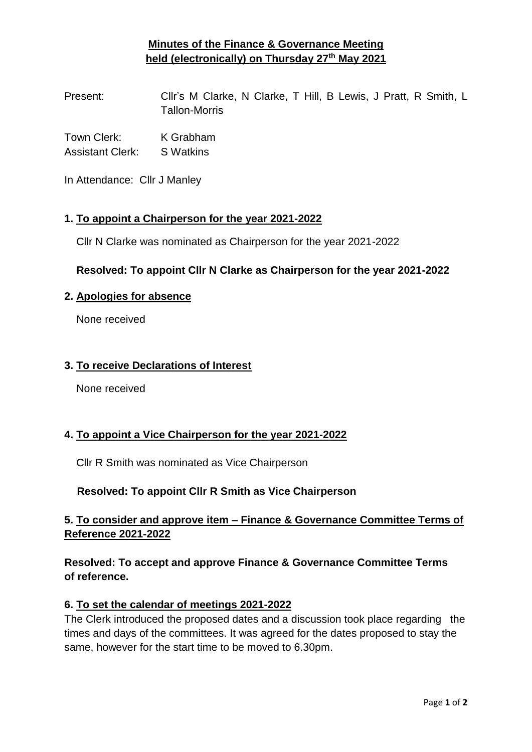## Minutes of the Finance & Governance Meeting held (electronically) on Thursday 27th May 2021

Present: Cllr's M Clarke, N Clarke, T Hill, B Lewis, J Pratt, R Smith, L Tallon-Morris

Town Clerk: K Grabham
Assistant Clerk: S Watkins

In Attendance: Cllr J Manley

### 1. To appoint a Chairperson for the year 2021-2022

Cllr N Clarke was nominated as Chairperson for the year 2021-2022

**Resolved: To appoint Cllr N Clarke as Chairperson for the year 2021-2022**

### 2. Apologies for absence

None received

### 3. To receive Declarations of Interest

None received

### 4. To appoint a Vice Chairperson for the year 2021-2022

Cllr R Smith was nominated as Vice Chairperson

**Resolved: To appoint Cllr R Smith as Vice Chairperson**

### 5. To consider and approve item – Finance & Governance Committee Terms of Reference 2021-2022

**Resolved: To accept and approve Finance & Governance Committee Terms of reference.**

### 6. To set the calendar of meetings 2021-2022

The Clerk introduced the proposed dates and a discussion took place regarding the times and days of the committees. It was agreed for the dates proposed to stay the same, however for the start time to be moved to 6.30pm.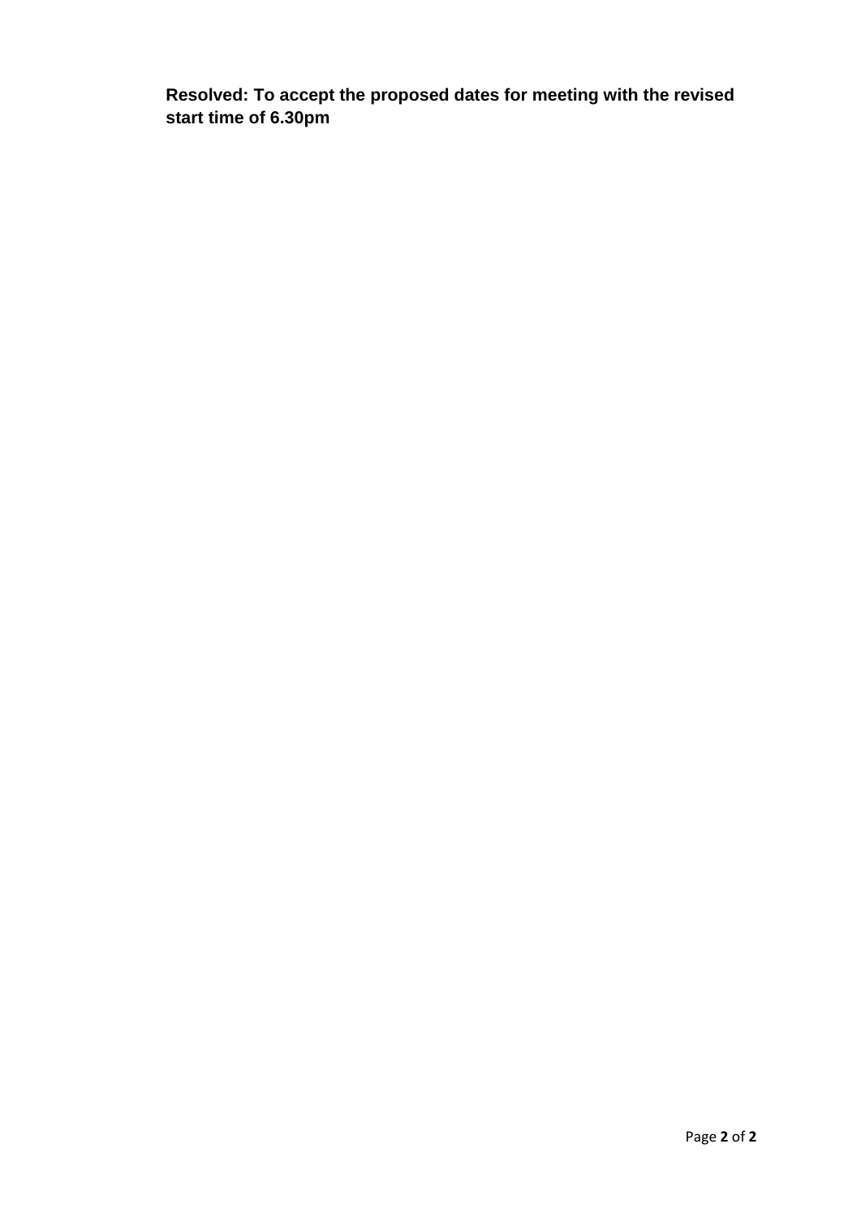**Resolved: To accept the proposed dates for meeting with the revised start time of 6.30pm**